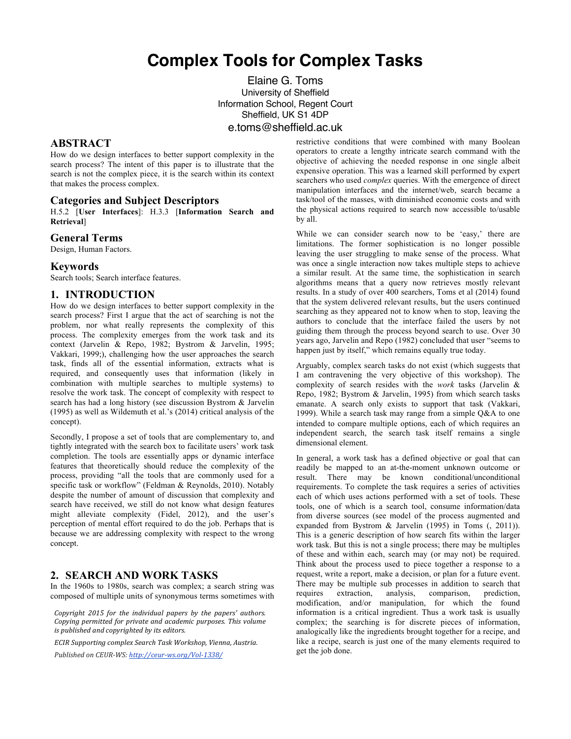# Complex Tools for Complex Tasks

Elaine G. Toms
University of Sheffield
Information School, Regent Court
Sheffield, UK S1 4DP
e.toms@sheffield.ac.uk

## ABSTRACT

How do we design interfaces to better support complexity in the search process? The intent of this paper is to illustrate that the search is not the complex piece, it is the search within its context that makes the process complex.

## Categories and Subject Descriptors

H.5.2 [**User Interfaces**]: H.3.3 [**Information Search and Retrieval**]

## General Terms

Design, Human Factors.

## Keywords

Search tools; Search interface features.

## 1. INTRODUCTION

How do we design interfaces to better support complexity in the search process? First I argue that the act of searching is not the problem, nor what really represents the complexity of this process. The complexity emerges from the work task and its context (Jarvelin & Repo, 1982; Bystrom & Jarvelin, 1995; Vakkari, 1999;), challenging how the user approaches the search task, finds all of the essential information, extracts what is required, and consequently uses that information (likely in combination with multiple searches to multiple systems) to resolve the work task. The concept of complexity with respect to search has had a long history (see discussion Bystrom & Jarvelin (1995) as well as Wildemuth et al.'s (2014) critical analysis of the concept).

Secondly, I propose a set of tools that are complementary to, and tightly integrated with the search box to facilitate users' work task completion. The tools are essentially apps or dynamic interface features that theoretically should reduce the complexity of the process, providing "all the tools that are commonly used for a specific task or workflow" (Feldman & Reynolds, 2010). Notably despite the number of amount of discussion that complexity and search have received, we still do not know what design features might alleviate complexity (Fidel, 2012), and the user's perception of mental effort required to do the job. Perhaps that is because we are addressing complexity with respect to the wrong concept.

## 2. SEARCH AND WORK TASKS

In the 1960s to 1980s, search was complex; a search string was composed of multiple units of synonymous terms sometimes with restrictive conditions that were combined with many Boolean operators to create a lengthy intricate search command with the objective of achieving the needed response in one single albeit expensive operation. This was a learned skill performed by expert searchers who used *complex* queries. With the emergence of direct manipulation interfaces and the internet/web, search became a task/tool of the masses, with diminished economic costs and with the physical actions required to search now accessible to/usable by all.

While we can consider search now to be 'easy,' there are limitations. The former sophistication is no longer possible leaving the user struggling to make sense of the process. What was once a single interaction now takes multiple steps to achieve a similar result. At the same time, the sophistication in search algorithms means that a query now retrieves mostly relevant results. In a study of over 400 searchers, Toms et al (2014) found that the system delivered relevant results, but the users continued searching as they appeared not to know when to stop, leaving the authors to conclude that the interface failed the users by not guiding them through the process beyond search to use. Over 30 years ago, Jarvelin and Repo (1982) concluded that user "seems to happen just by itself," which remains equally true today.

Arguably, complex search tasks do not exist (which suggests that I am contravening the very objective of this workshop). The complexity of search resides with the *work* tasks (Jarvelin & Repo, 1982; Bystrom & Jarvelin, 1995) from which search tasks emanate. A search only exists to support that task (Vakkari, 1999). While a search task may range from a simple Q&A to one intended to compare multiple options, each of which requires an independent search, the search task itself remains a single dimensional element.

In general, a work task has a defined objective or goal that can readily be mapped to an at-the-moment unknown outcome or result. There may be known conditional/unconditional requirements. To complete the task requires a series of activities each of which uses actions performed with a set of tools. These tools, one of which is a search tool, consume information/data from diverse sources (see model of the process augmented and expanded from Bystrom & Jarvelin (1995) in Toms (, 2011)). This is a generic description of how search fits within the larger work task. But this is not a single process; there may be multiples of these and within each, search may (or may not) be required. Think about the process used to piece together a response to a request, write a report, make a decision, or plan for a future event. There may be multiple sub processes in addition to search that requires extraction, analysis, comparison, prediction, modification, and/or manipulation, for which the found information is a critical ingredient. Thus a work task is usually complex; the searching is for discrete pieces of information, analogically like the ingredients brought together for a recipe, and like a recipe, search is just one of the many elements required to get the job done.

*Copyright 2015 for the individual papers by the papers' authors. Copying permitted for private and academic purposes. This volume is published and copyrighted by its editors.*

*ECIR Supporting complex Search Task Workshop, Vienna, Austria.*

*Published on CEUR-WS: http://ceur-ws.org/Vol-1338/*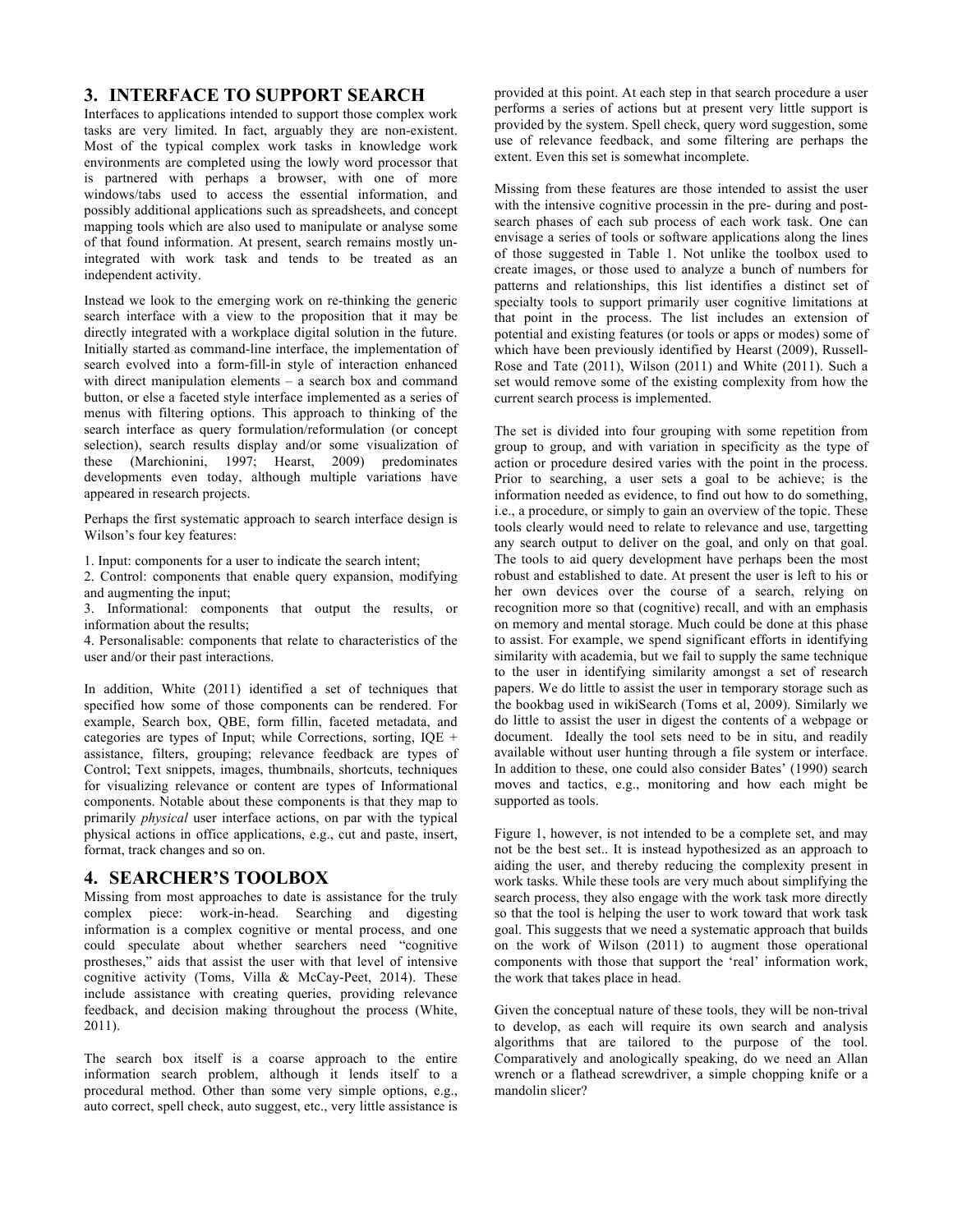## 3. INTERFACE TO SUPPORT SEARCH

Interfaces to applications intended to support those complex work tasks are very limited. In fact, arguably they are non-existent. Most of the typical complex work tasks in knowledge work environments are completed using the lowly word processor that is partnered with perhaps a browser, with one of more windows/tabs used to access the essential information, and possibly additional applications such as spreadsheets, and concept mapping tools which are also used to manipulate or analyse some of that found information. At present, search remains mostly un-integrated with work task and tends to be treated as an independent activity.

Instead we look to the emerging work on re-thinking the generic search interface with a view to the proposition that it may be directly integrated with a workplace digital solution in the future. Initially started as command-line interface, the implementation of search evolved into a form-fill-in style of interaction enhanced with direct manipulation elements – a search box and command button, or else a faceted style interface implemented as a series of menus with filtering options. This approach to thinking of the search interface as query formulation/reformulation (or concept selection), search results display and/or some visualization of these (Marchionini, 1997; Hearst, 2009) predominates developments even today, although multiple variations have appeared in research projects.

Perhaps the first systematic approach to search interface design is Wilson's four key features:

1. Input: components for a user to indicate the search intent;
2. Control: components that enable query expansion, modifying and augmenting the input;
3. Informational: components that output the results, or information about the results;
4. Personalisable: components that relate to characteristics of the user and/or their past interactions.

In addition, White (2011) identified a set of techniques that specified how some of those components can be rendered. For example, Search box, QBE, form fillin, faceted metadata, and categories are types of Input; while Corrections, sorting, IQE + assistance, filters, grouping; relevance feedback are types of Control; Text snippets, images, thumbnails, shortcuts, techniques for visualizing relevance or content are types of Informational components. Notable about these components is that they map to primarily *physical* user interface actions, on par with the typical physical actions in office applications, e.g., cut and paste, insert, format, track changes and so on.

## 4. SEARCHER'S TOOLBOX

Missing from most approaches to date is assistance for the truly complex piece: work-in-head. Searching and digesting information is a complex cognitive or mental process, and one could speculate about whether searchers need "cognitive prostheses," aids that assist the user with that level of intensive cognitive activity (Toms, Villa & McCay-Peet, 2014). These include assistance with creating queries, providing relevance feedback, and decision making throughout the process (White, 2011).

The search box itself is a coarse approach to the entire information search problem, although it lends itself to a procedural method. Other than some very simple options, e.g., auto correct, spell check, auto suggest, etc., very little assistance is provided at this point. At each step in that search procedure a user performs a series of actions but at present very little support is provided by the system. Spell check, query word suggestion, some use of relevance feedback, and some filtering are perhaps the extent. Even this set is somewhat incomplete.

Missing from these features are those intended to assist the user with the intensive cognitive processin in the pre- during and post-search phases of each sub process of each work task. One can envisage a series of tools or software applications along the lines of those suggested in Table 1. Not unlike the toolbox used to create images, or those used to analyze a bunch of numbers for patterns and relationships, this list identifies a distinct set of specialty tools to support primarily user cognitive limitations at that point in the process. The list includes an extension of potential and existing features (or tools or apps or modes) some of which have been previously identified by Hearst (2009), Russell-Rose and Tate (2011), Wilson (2011) and White (2011). Such a set would remove some of the existing complexity from how the current search process is implemented.

The set is divided into four grouping with some repetition from group to group, and with variation in specificity as the type of action or procedure desired varies with the point in the process. Prior to searching, a user sets a goal to be achieve; is the information needed as evidence, to find out how to do something, i.e., a procedure, or simply to gain an overview of the topic. These tools clearly would need to relate to relevance and use, targetting any search output to deliver on the goal, and only on that goal. The tools to aid query development have perhaps been the most robust and established to date. At present the user is left to his or her own devices over the course of a search, relying on recognition more so that (cognitive) recall, and with an emphasis on memory and mental storage. Much could be done at this phase to assist. For example, we spend significant efforts in identifying similarity with academia, but we fail to supply the same technique to the user in identifying similarity amongst a set of research papers. We do little to assist the user in temporary storage such as the bookbag used in wikiSearch (Toms et al, 2009). Similarly we do little to assist the user in digest the contents of a webpage or document. Ideally the tool sets need to be in situ, and readily available without user hunting through a file system or interface. In addition to these, one could also consider Bates' (1990) search moves and tactics, e.g., monitoring and how each might be supported as tools.

Figure 1, however, is not intended to be a complete set, and may not be the best set.. It is instead hypothesized as an approach to aiding the user, and thereby reducing the complexity present in work tasks. While these tools are very much about simplifying the search process, they also engage with the work task more directly so that the tool is helping the user to work toward that work task goal. This suggests that we need a systematic approach that builds on the work of Wilson (2011) to augment those operational components with those that support the 'real' information work, the work that takes place in head.

Given the conceptual nature of these tools, they will be non-trival to develop, as each will require its own search and analysis algorithms that are tailored to the purpose of the tool. Comparatively and anologically speaking, do we need an Allan wrench or a flathead screwdriver, a simple chopping knife or a mandolin slicer?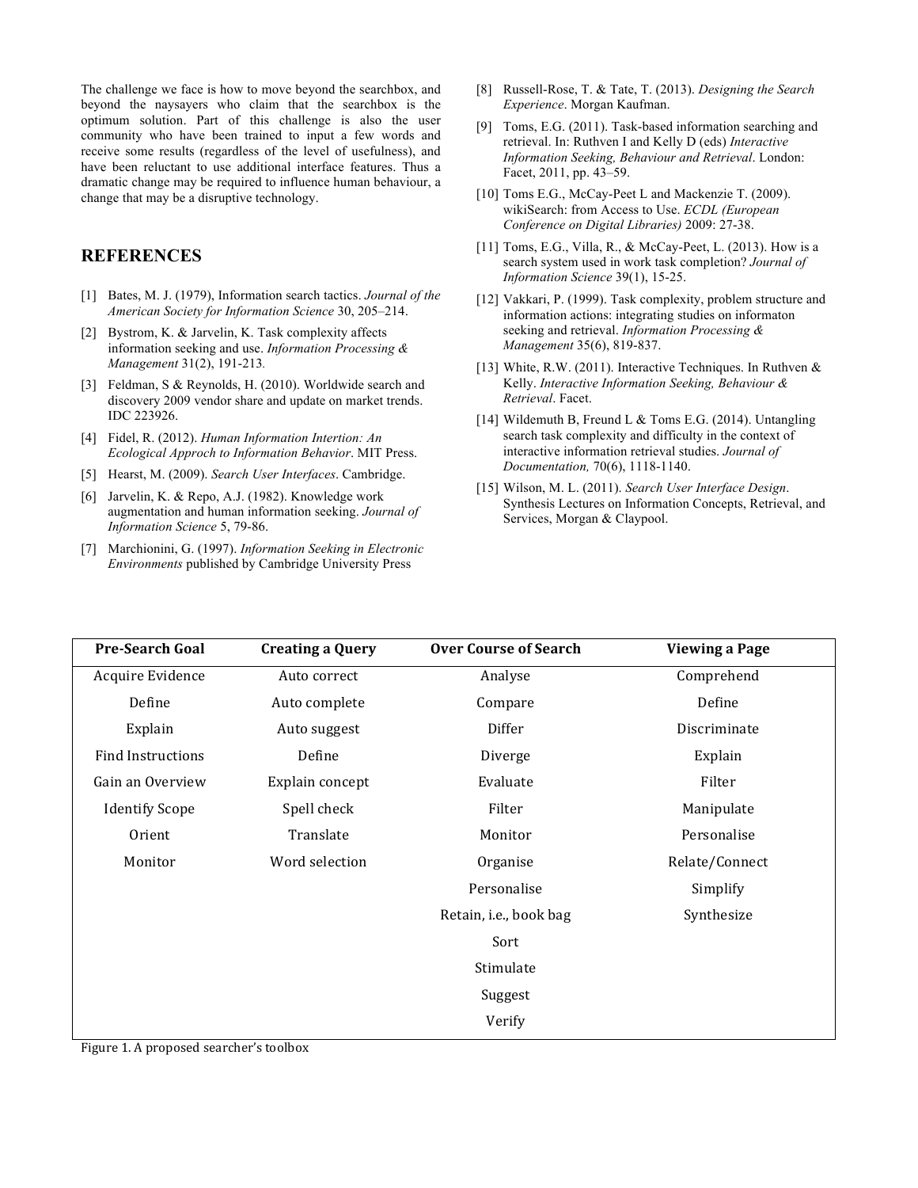The challenge we face is how to move beyond the searchbox, and beyond the naysayers who claim that the searchbox is the optimum solution. Part of this challenge is also the user community who have been trained to input a few words and receive some results (regardless of the level of usefulness), and have been reluctant to use additional interface features. Thus a dramatic change may be required to influence human behaviour, a change that may be a disruptive technology.

## REFERENCES

[1] Bates, M. J. (1979), Information search tactics. *Journal of the American Society for Information Science* 30, 205–214.

[2] Bystrom, K. & Jarvelin, K. Task complexity affects information seeking and use. *Information Processing & Management* 31(2), 191-213.

[3] Feldman, S & Reynolds, H. (2010). Worldwide search and discovery 2009 vendor share and update on market trends. IDC 223926.

[4] Fidel, R. (2012). *Human Information Intertion: An Ecological Approch to Information Behavior*. MIT Press.

[5] Hearst, M. (2009). *Search User Interfaces*. Cambridge.

[6] Jarvelin, K. & Repo, A.J. (1982). Knowledge work augmentation and human information seeking. *Journal of Information Science* 5, 79-86.

[7] Marchionini, G. (1997). *Information Seeking in Electronic Environments* published by Cambridge University Press

[8] Russell-Rose, T. & Tate, T. (2013). *Designing the Search Experience*. Morgan Kaufman.

[9] Toms, E.G. (2011). Task-based information searching and retrieval. In: Ruthven I and Kelly D (eds) *Interactive Information Seeking, Behaviour and Retrieval*. London: Facet, 2011, pp. 43–59.

[10] Toms E.G., McCay-Peet L and Mackenzie T. (2009). wikiSearch: from Access to Use. *ECDL (European Conference on Digital Libraries)* 2009: 27-38.

[11] Toms, E.G., Villa, R., & McCay-Peet, L. (2013). How is a search system used in work task completion? *Journal of Information Science* 39(1), 15-25.

[12] Vakkari, P. (1999). Task complexity, problem structure and information actions: integrating studies on informaton seeking and retrieval. *Information Processing & Management* 35(6), 819-837.

[13] White, R.W. (2011). Interactive Techniques. In Ruthven & Kelly. *Interactive Information Seeking, Behaviour & Retrieval*. Facet.

[14] Wildemuth B, Freund L & Toms E.G. (2014). Untangling search task complexity and difficulty in the context of interactive information retrieval studies. *Journal of Documentation,* 70(6), 1118-1140.

[15] Wilson, M. L. (2011). *Search User Interface Design*. Synthesis Lectures on Information Concepts, Retrieval, and Services, Morgan & Claypool.

| **Pre-Search Goal** | **Creating a Query** | **Over Course of Search** | **Viewing a Page** |
|---|---|---|---|
| Acquire Evidence | Auto correct | Analyse | Comprehend |
| Define | Auto complete | Compare | Define |
| Explain | Auto suggest | Differ | Discriminate |
| Find Instructions | Define | Diverge | Explain |
| Gain an Overview | Explain concept | Evaluate | Filter |
| Identify Scope | Spell check | Filter | Manipulate |
| Orient | Translate | Monitor | Personalise |
| Monitor | Word selection | Organise | Relate/Connect |
| | | Personalise | Simplify |
| | | Retain, i.e., book bag | Synthesize |
| | | Sort | |
| | | Stimulate | |
| | | Suggest | |
| | | Verify | |

Figure 1. A proposed searcher's toolbox